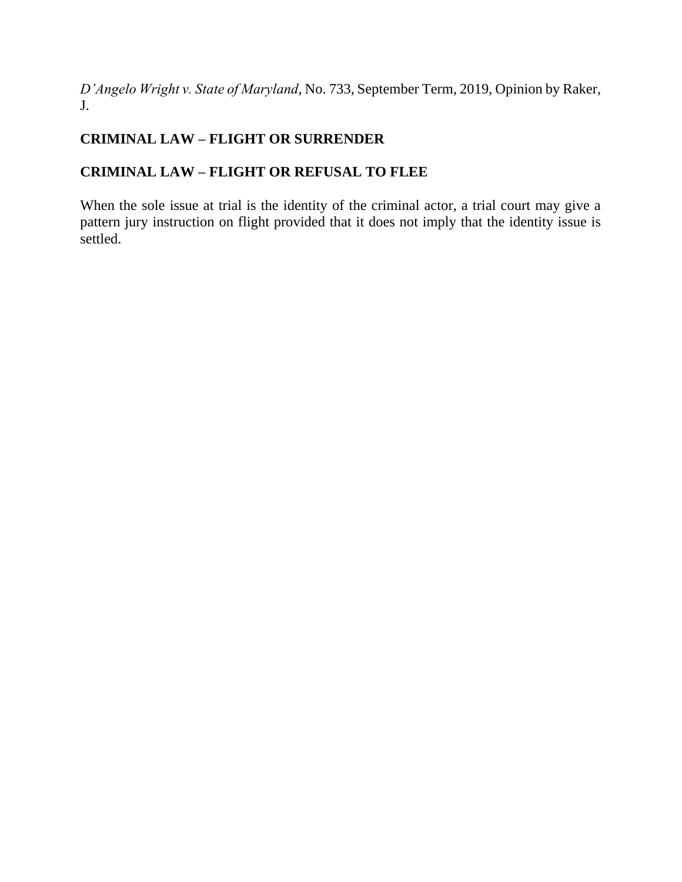*D'Angelo Wright v. State of Maryland*, No. 733, September Term, 2019, Opinion by Raker, J.

**CRIMINAL LAW – FLIGHT OR SURRENDER**

**CRIMINAL LAW – FLIGHT OR REFUSAL TO FLEE**

When the sole issue at trial is the identity of the criminal actor, a trial court may give a pattern jury instruction on flight provided that it does not imply that the identity issue is settled.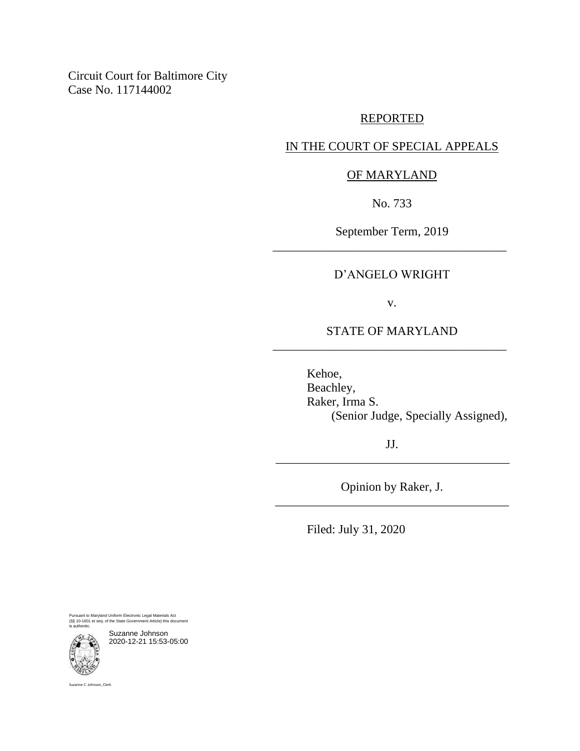Circuit Court for Baltimore City
Case No. 117144002

REPORTED

IN THE COURT OF SPECIAL APPEALS

OF MARYLAND

No. 733

September Term, 2019

---

D'ANGELO WRIGHT

v.

STATE OF MARYLAND

---

Kehoe,
Beachley,
Raker, Irma S.
(Senior Judge, Specially Assigned),

JJ.

---

Opinion by Raker, J.

---

Filed: July 31, 2020

Pursuant to Maryland Uniform Electronic Legal Materials Act (§§ 10-1601 et seq. of the State Government Article) this document is authentic.

Suzanne Johnson
2020-12-21 15:53-05:00

Suzanne C. Johnson, Clerk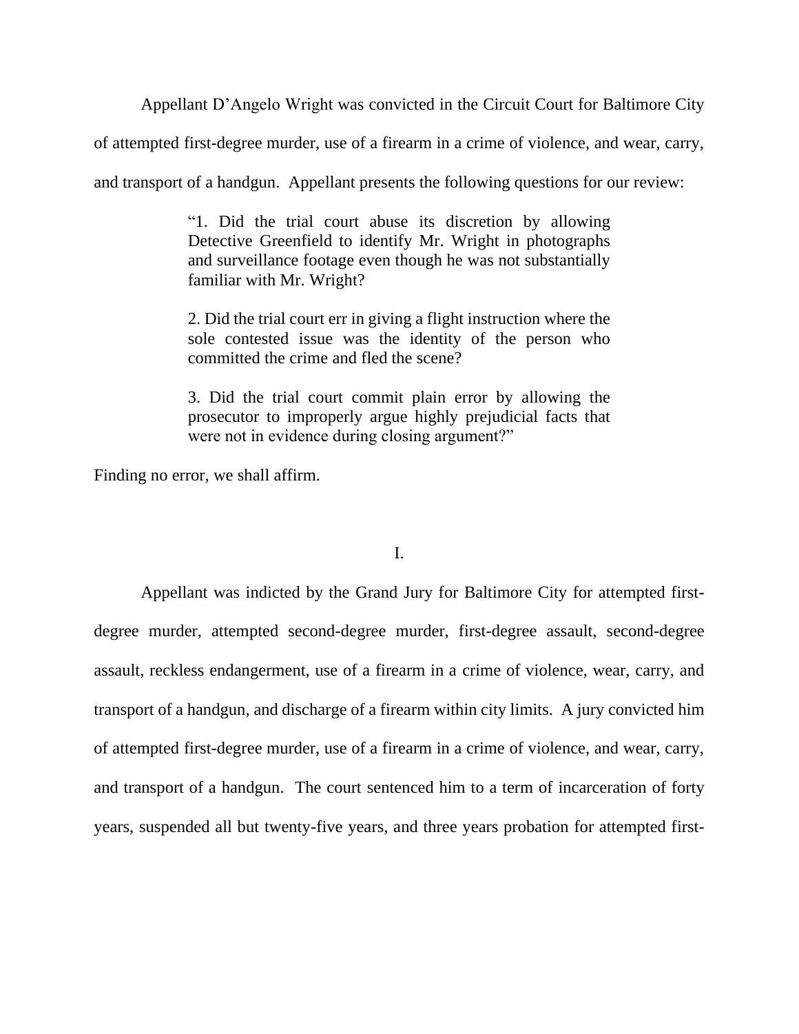Appellant D'Angelo Wright was convicted in the Circuit Court for Baltimore City of attempted first-degree murder, use of a firearm in a crime of violence, and wear, carry, and transport of a handgun. Appellant presents the following questions for our review:

> "1. Did the trial court abuse its discretion by allowing Detective Greenfield to identify Mr. Wright in photographs and surveillance footage even though he was not substantially familiar with Mr. Wright?
>
> 2. Did the trial court err in giving a flight instruction where the sole contested issue was the identity of the person who committed the crime and fled the scene?
>
> 3. Did the trial court commit plain error by allowing the prosecutor to improperly argue highly prejudicial facts that were not in evidence during closing argument?"

Finding no error, we shall affirm.

## I.

Appellant was indicted by the Grand Jury for Baltimore City for attempted first-degree murder, attempted second-degree murder, first-degree assault, second-degree assault, reckless endangerment, use of a firearm in a crime of violence, wear, carry, and transport of a handgun, and discharge of a firearm within city limits. A jury convicted him of attempted first-degree murder, use of a firearm in a crime of violence, and wear, carry, and transport of a handgun. The court sentenced him to a term of incarceration of forty years, suspended all but twenty-five years, and three years probation for attempted first-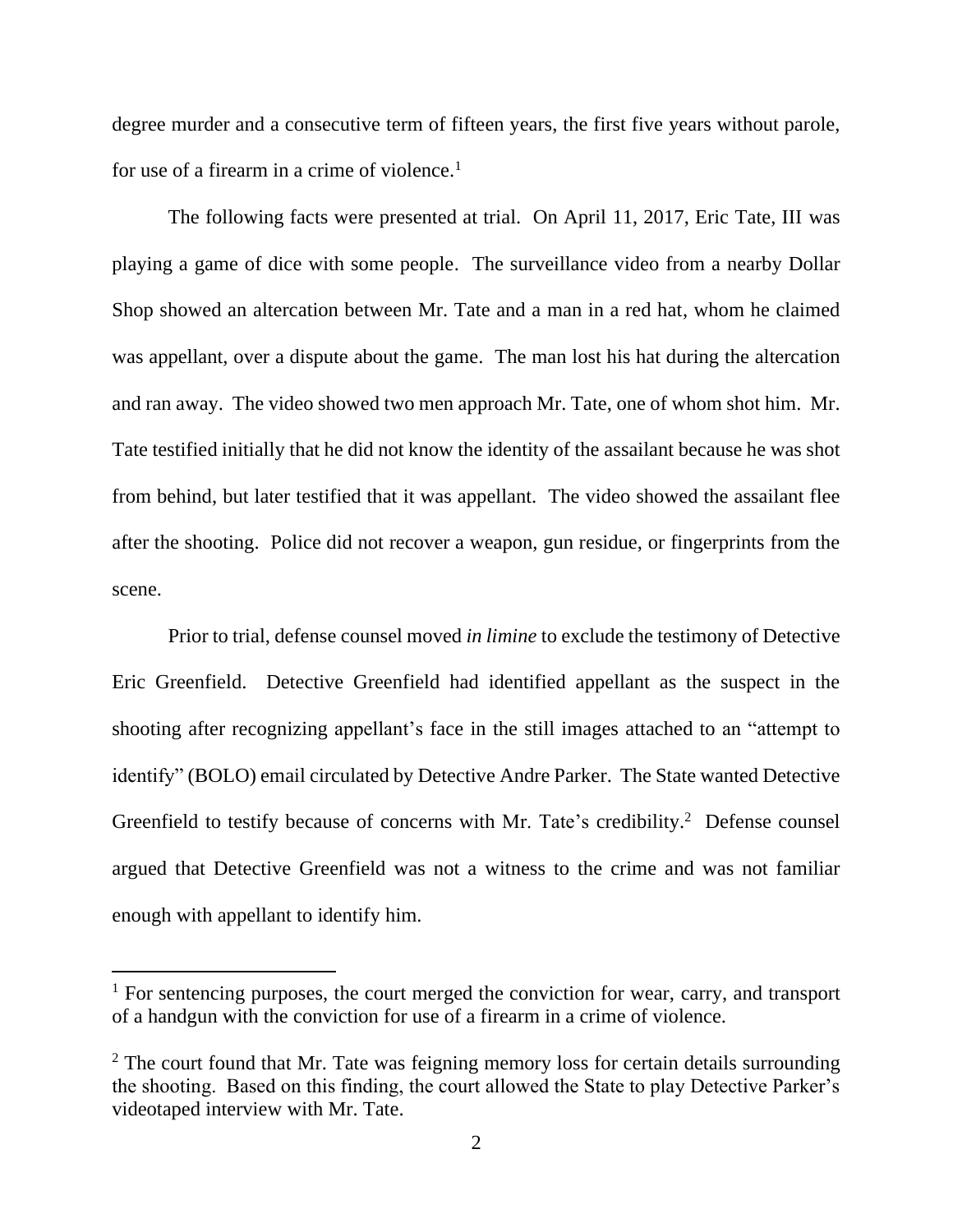degree murder and a consecutive term of fifteen years, the first five years without parole, for use of a firearm in a crime of violence.[1]

The following facts were presented at trial. On April 11, 2017, Eric Tate, III was playing a game of dice with some people. The surveillance video from a nearby Dollar Shop showed an altercation between Mr. Tate and a man in a red hat, whom he claimed was appellant, over a dispute about the game. The man lost his hat during the altercation and ran away. The video showed two men approach Mr. Tate, one of whom shot him. Mr. Tate testified initially that he did not know the identity of the assailant because he was shot from behind, but later testified that it was appellant. The video showed the assailant flee after the shooting. Police did not recover a weapon, gun residue, or fingerprints from the scene.

Prior to trial, defense counsel moved *in limine* to exclude the testimony of Detective Eric Greenfield. Detective Greenfield had identified appellant as the suspect in the shooting after recognizing appellant's face in the still images attached to an "attempt to identify" (BOLO) email circulated by Detective Andre Parker. The State wanted Detective Greenfield to testify because of concerns with Mr. Tate's credibility.[2] Defense counsel argued that Detective Greenfield was not a witness to the crime and was not familiar enough with appellant to identify him.

---

[1] For sentencing purposes, the court merged the conviction for wear, carry, and transport of a handgun with the conviction for use of a firearm in a crime of violence.

[2] The court found that Mr. Tate was feigning memory loss for certain details surrounding the shooting. Based on this finding, the court allowed the State to play Detective Parker's videotaped interview with Mr. Tate.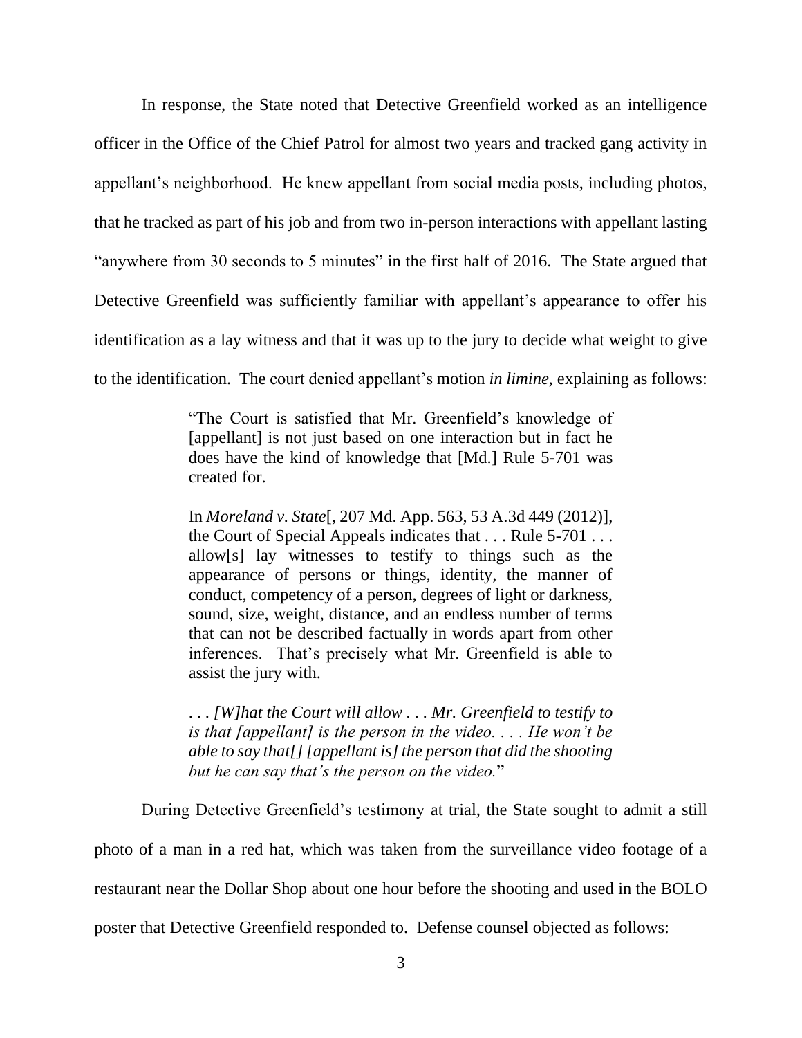In response, the State noted that Detective Greenfield worked as an intelligence officer in the Office of the Chief Patrol for almost two years and tracked gang activity in appellant's neighborhood. He knew appellant from social media posts, including photos, that he tracked as part of his job and from two in-person interactions with appellant lasting "anywhere from 30 seconds to 5 minutes" in the first half of 2016. The State argued that Detective Greenfield was sufficiently familiar with appellant's appearance to offer his identification as a lay witness and that it was up to the jury to decide what weight to give to the identification. The court denied appellant's motion *in limine*, explaining as follows:

> "The Court is satisfied that Mr. Greenfield's knowledge of [appellant] is not just based on one interaction but in fact he does have the kind of knowledge that [Md.] Rule 5-701 was created for.
>
> In *Moreland v. State*[, 207 Md. App. 563, 53 A.3d 449 (2012)], the Court of Special Appeals indicates that . . . Rule 5-701 . . . allow[s] lay witnesses to testify to things such as the appearance of persons or things, identity, the manner of conduct, competency of a person, degrees of light or darkness, sound, size, weight, distance, and an endless number of terms that can not be described factually in words apart from other inferences. That's precisely what Mr. Greenfield is able to assist the jury with.
>
> . . . *[W]hat the Court will allow . . . Mr. Greenfield to testify to is that [appellant] is the person in the video. . . . He won't be able to say that[] [appellant is] the person that did the shooting but he can say that's the person on the video.*"

During Detective Greenfield's testimony at trial, the State sought to admit a still photo of a man in a red hat, which was taken from the surveillance video footage of a restaurant near the Dollar Shop about one hour before the shooting and used in the BOLO poster that Detective Greenfield responded to. Defense counsel objected as follows: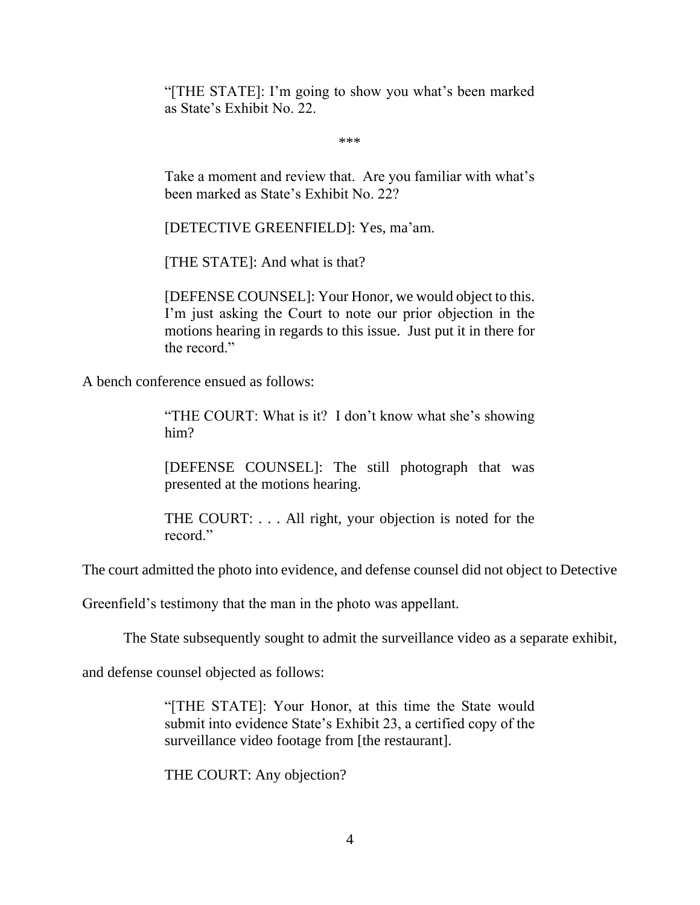> "[THE STATE]: I'm going to show you what's been marked as State's Exhibit No. 22.
>
> \*\*\*
>
> Take a moment and review that. Are you familiar with what's been marked as State's Exhibit No. 22?
>
> [DETECTIVE GREENFIELD]: Yes, ma'am.
>
> [THE STATE]: And what is that?
>
> [DEFENSE COUNSEL]: Your Honor, we would object to this. I'm just asking the Court to note our prior objection in the motions hearing in regards to this issue. Just put it in there for the record."

A bench conference ensued as follows:

> "THE COURT: What is it? I don't know what she's showing him?
>
> [DEFENSE COUNSEL]: The still photograph that was presented at the motions hearing.
>
> THE COURT: . . . All right, your objection is noted for the record."

The court admitted the photo into evidence, and defense counsel did not object to Detective Greenfield's testimony that the man in the photo was appellant.

The State subsequently sought to admit the surveillance video as a separate exhibit, and defense counsel objected as follows:

> "[THE STATE]: Your Honor, at this time the State would submit into evidence State's Exhibit 23, a certified copy of the surveillance video footage from [the restaurant].
>
> THE COURT: Any objection?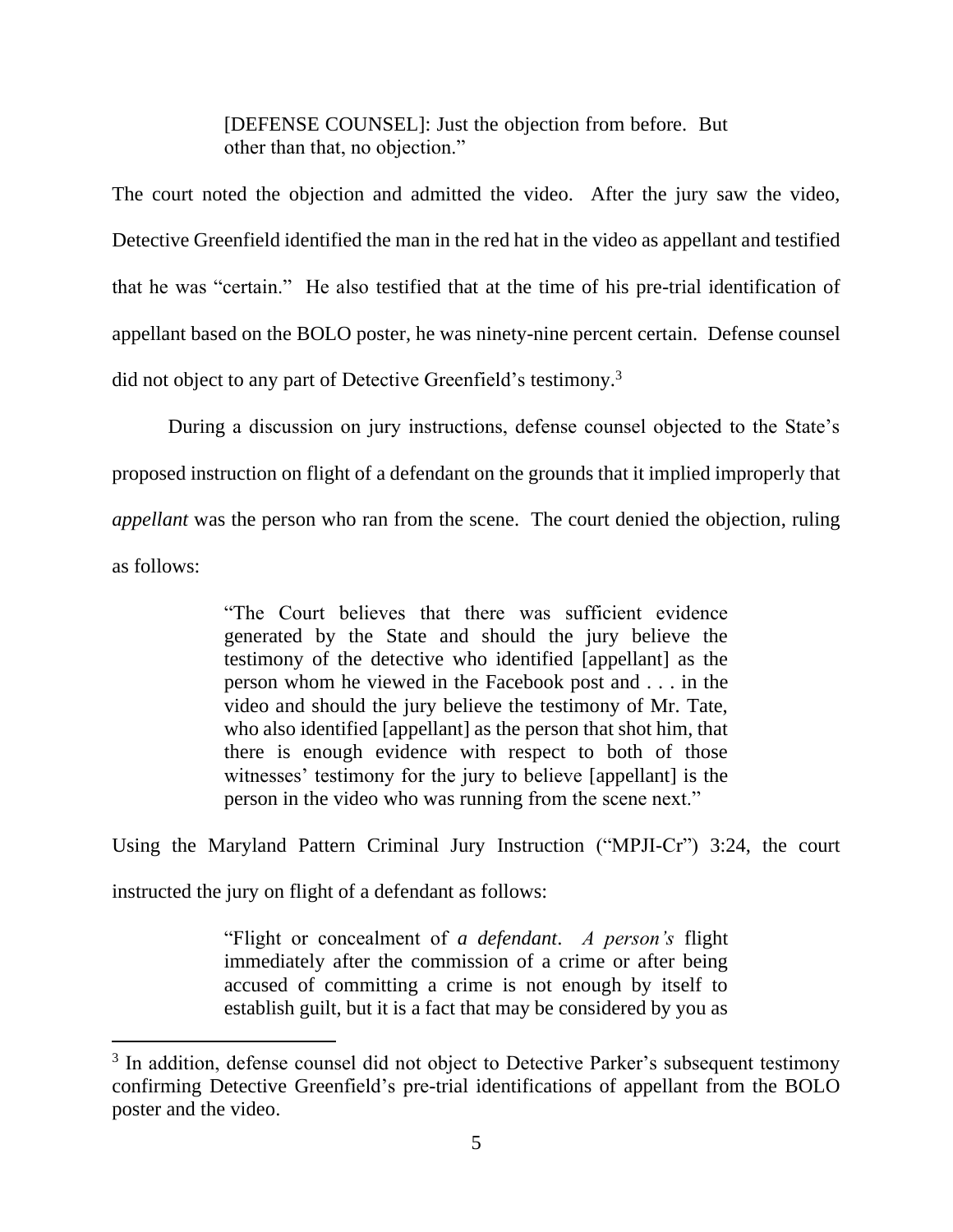> [DEFENSE COUNSEL]: Just the objection from before. But other than that, no objection."

The court noted the objection and admitted the video. After the jury saw the video, Detective Greenfield identified the man in the red hat in the video as appellant and testified that he was "certain." He also testified that at the time of his pre-trial identification of appellant based on the BOLO poster, he was ninety-nine percent certain. Defense counsel did not object to any part of Detective Greenfield's testimony.[3]

During a discussion on jury instructions, defense counsel objected to the State's proposed instruction on flight of a defendant on the grounds that it implied improperly that *appellant* was the person who ran from the scene. The court denied the objection, ruling as follows:

> "The Court believes that there was sufficient evidence generated by the State and should the jury believe the testimony of the detective who identified [appellant] as the person whom he viewed in the Facebook post and . . . in the video and should the jury believe the testimony of Mr. Tate, who also identified [appellant] as the person that shot him, that there is enough evidence with respect to both of those witnesses' testimony for the jury to believe [appellant] is the person in the video who was running from the scene next."

Using the Maryland Pattern Criminal Jury Instruction ("MPJI-Cr") 3:24, the court instructed the jury on flight of a defendant as follows:

> "Flight or concealment of *a defendant*. *A person's* flight immediately after the commission of a crime or after being accused of committing a crime is not enough by itself to establish guilt, but it is a fact that may be considered by you as

---

[3] In addition, defense counsel did not object to Detective Parker's subsequent testimony confirming Detective Greenfield's pre-trial identifications of appellant from the BOLO poster and the video.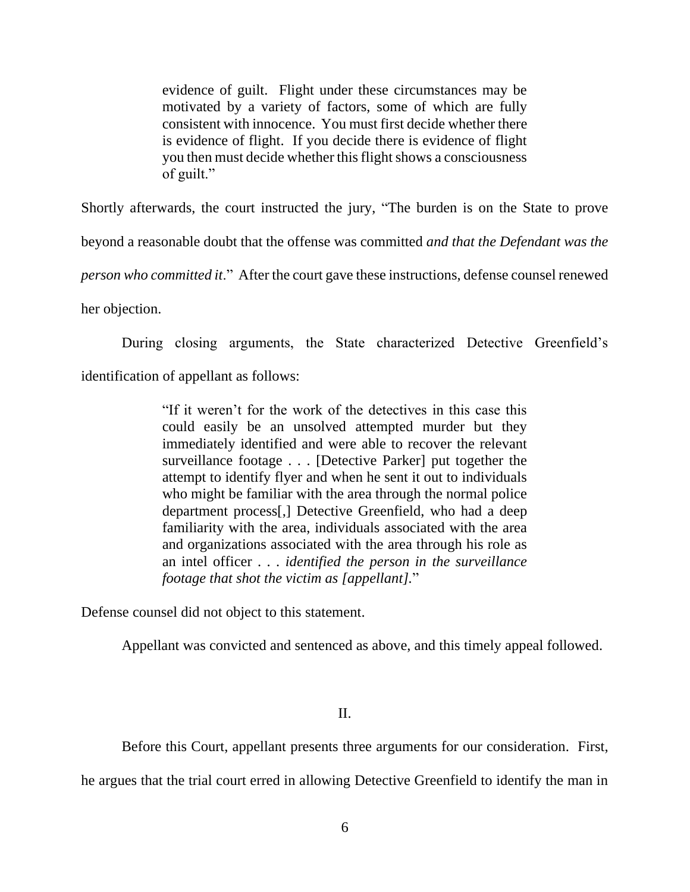> evidence of guilt. Flight under these circumstances may be motivated by a variety of factors, some of which are fully consistent with innocence. You must first decide whether there is evidence of flight. If you decide there is evidence of flight you then must decide whether this flight shows a consciousness of guilt."

Shortly afterwards, the court instructed the jury, "The burden is on the State to prove beyond a reasonable doubt that the offense was committed *and that the Defendant was the person who committed it*." After the court gave these instructions, defense counsel renewed her objection.

During closing arguments, the State characterized Detective Greenfield's identification of appellant as follows:

> "If it weren't for the work of the detectives in this case this could easily be an unsolved attempted murder but they immediately identified and were able to recover the relevant surveillance footage . . . [Detective Parker] put together the attempt to identify flyer and when he sent it out to individuals who might be familiar with the area through the normal police department process[,] Detective Greenfield, who had a deep familiarity with the area, individuals associated with the area and organizations associated with the area through his role as an intel officer . . . *identified the person in the surveillance footage that shot the victim as [appellant].*"

Defense counsel did not object to this statement.

Appellant was convicted and sentenced as above, and this timely appeal followed.

## II.

Before this Court, appellant presents three arguments for our consideration. First, he argues that the trial court erred in allowing Detective Greenfield to identify the man in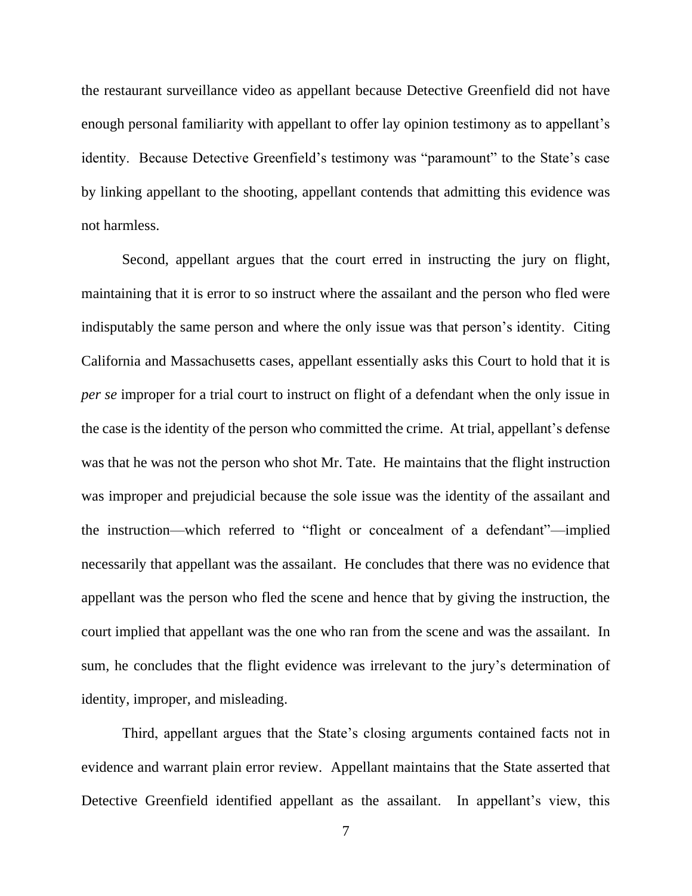the restaurant surveillance video as appellant because Detective Greenfield did not have enough personal familiarity with appellant to offer lay opinion testimony as to appellant's identity. Because Detective Greenfield's testimony was "paramount" to the State's case by linking appellant to the shooting, appellant contends that admitting this evidence was not harmless.

Second, appellant argues that the court erred in instructing the jury on flight, maintaining that it is error to so instruct where the assailant and the person who fled were indisputably the same person and where the only issue was that person's identity. Citing California and Massachusetts cases, appellant essentially asks this Court to hold that it is *per se* improper for a trial court to instruct on flight of a defendant when the only issue in the case is the identity of the person who committed the crime. At trial, appellant's defense was that he was not the person who shot Mr. Tate. He maintains that the flight instruction was improper and prejudicial because the sole issue was the identity of the assailant and the instruction—which referred to "flight or concealment of a defendant"—implied necessarily that appellant was the assailant. He concludes that there was no evidence that appellant was the person who fled the scene and hence that by giving the instruction, the court implied that appellant was the one who ran from the scene and was the assailant. In sum, he concludes that the flight evidence was irrelevant to the jury's determination of identity, improper, and misleading.

Third, appellant argues that the State's closing arguments contained facts not in evidence and warrant plain error review. Appellant maintains that the State asserted that Detective Greenfield identified appellant as the assailant. In appellant's view, this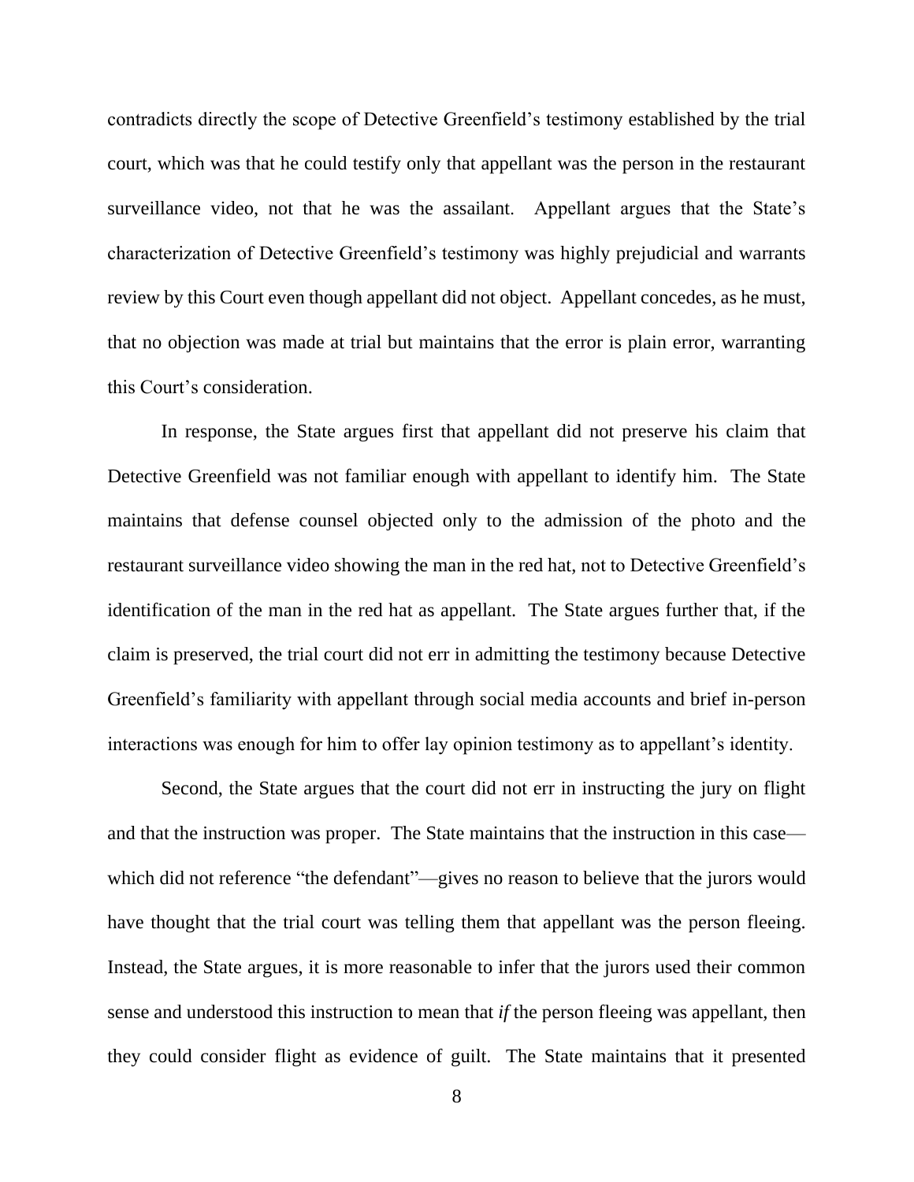contradicts directly the scope of Detective Greenfield's testimony established by the trial court, which was that he could testify only that appellant was the person in the restaurant surveillance video, not that he was the assailant. Appellant argues that the State's characterization of Detective Greenfield's testimony was highly prejudicial and warrants review by this Court even though appellant did not object. Appellant concedes, as he must, that no objection was made at trial but maintains that the error is plain error, warranting this Court's consideration.

In response, the State argues first that appellant did not preserve his claim that Detective Greenfield was not familiar enough with appellant to identify him. The State maintains that defense counsel objected only to the admission of the photo and the restaurant surveillance video showing the man in the red hat, not to Detective Greenfield's identification of the man in the red hat as appellant. The State argues further that, if the claim is preserved, the trial court did not err in admitting the testimony because Detective Greenfield's familiarity with appellant through social media accounts and brief in-person interactions was enough for him to offer lay opinion testimony as to appellant's identity.

Second, the State argues that the court did not err in instructing the jury on flight and that the instruction was proper. The State maintains that the instruction in this case—which did not reference "the defendant"—gives no reason to believe that the jurors would have thought that the trial court was telling them that appellant was the person fleeing. Instead, the State argues, it is more reasonable to infer that the jurors used their common sense and understood this instruction to mean that *if* the person fleeing was appellant, then they could consider flight as evidence of guilt. The State maintains that it presented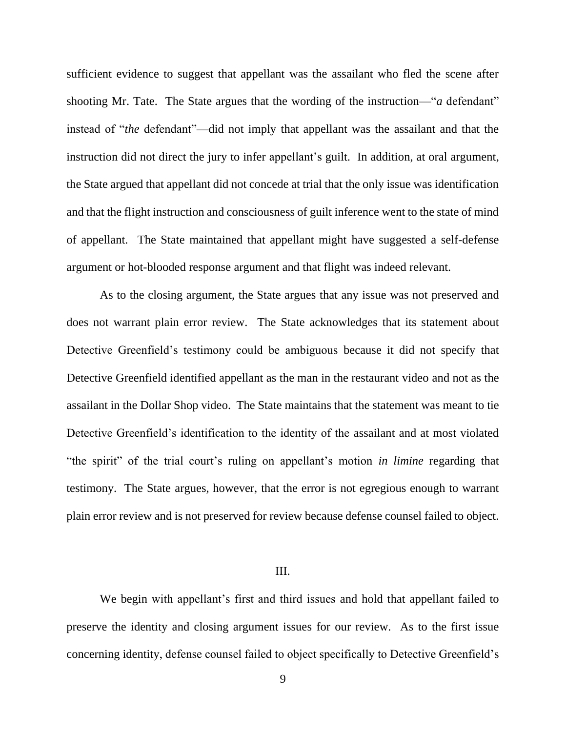sufficient evidence to suggest that appellant was the assailant who fled the scene after shooting Mr. Tate. The State argues that the wording of the instruction—"*a* defendant" instead of "*the* defendant"—did not imply that appellant was the assailant and that the instruction did not direct the jury to infer appellant's guilt. In addition, at oral argument, the State argued that appellant did not concede at trial that the only issue was identification and that the flight instruction and consciousness of guilt inference went to the state of mind of appellant. The State maintained that appellant might have suggested a self-defense argument or hot-blooded response argument and that flight was indeed relevant.

As to the closing argument, the State argues that any issue was not preserved and does not warrant plain error review. The State acknowledges that its statement about Detective Greenfield's testimony could be ambiguous because it did not specify that Detective Greenfield identified appellant as the man in the restaurant video and not as the assailant in the Dollar Shop video. The State maintains that the statement was meant to tie Detective Greenfield's identification to the identity of the assailant and at most violated "the spirit" of the trial court's ruling on appellant's motion *in limine* regarding that testimony. The State argues, however, that the error is not egregious enough to warrant plain error review and is not preserved for review because defense counsel failed to object.

## III.

We begin with appellant's first and third issues and hold that appellant failed to preserve the identity and closing argument issues for our review. As to the first issue concerning identity, defense counsel failed to object specifically to Detective Greenfield's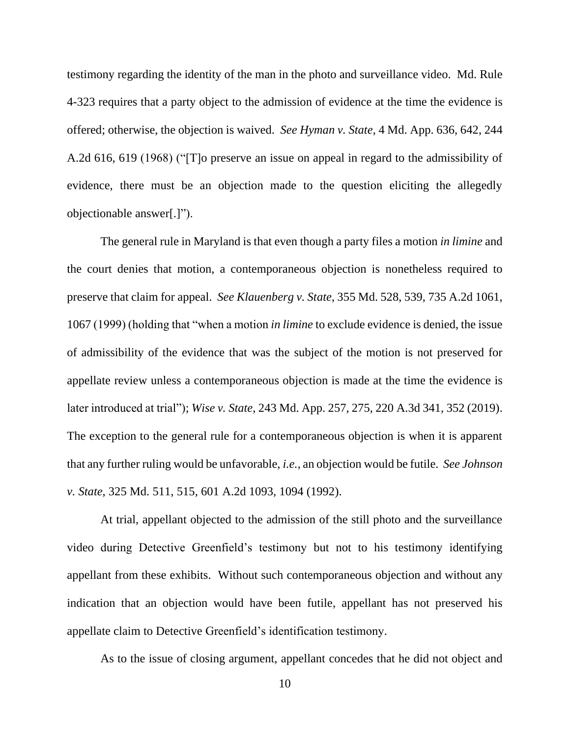testimony regarding the identity of the man in the photo and surveillance video. Md. Rule 4-323 requires that a party object to the admission of evidence at the time the evidence is offered; otherwise, the objection is waived. *See Hyman v. State*, 4 Md. App. 636, 642, 244 A.2d 616, 619 (1968) ("[T]o preserve an issue on appeal in regard to the admissibility of evidence, there must be an objection made to the question eliciting the allegedly objectionable answer[.]").

The general rule in Maryland is that even though a party files a motion *in limine* and the court denies that motion, a contemporaneous objection is nonetheless required to preserve that claim for appeal. *See Klauenberg v. State*, 355 Md. 528, 539, 735 A.2d 1061, 1067 (1999) (holding that "when a motion *in limine* to exclude evidence is denied, the issue of admissibility of the evidence that was the subject of the motion is not preserved for appellate review unless a contemporaneous objection is made at the time the evidence is later introduced at trial"); *Wise v. State*, 243 Md. App. 257, 275, 220 A.3d 341, 352 (2019). The exception to the general rule for a contemporaneous objection is when it is apparent that any further ruling would be unfavorable, *i.e.*, an objection would be futile. *See Johnson v. State*, 325 Md. 511, 515, 601 A.2d 1093, 1094 (1992).

At trial, appellant objected to the admission of the still photo and the surveillance video during Detective Greenfield's testimony but not to his testimony identifying appellant from these exhibits. Without such contemporaneous objection and without any indication that an objection would have been futile, appellant has not preserved his appellate claim to Detective Greenfield's identification testimony.

As to the issue of closing argument, appellant concedes that he did not object and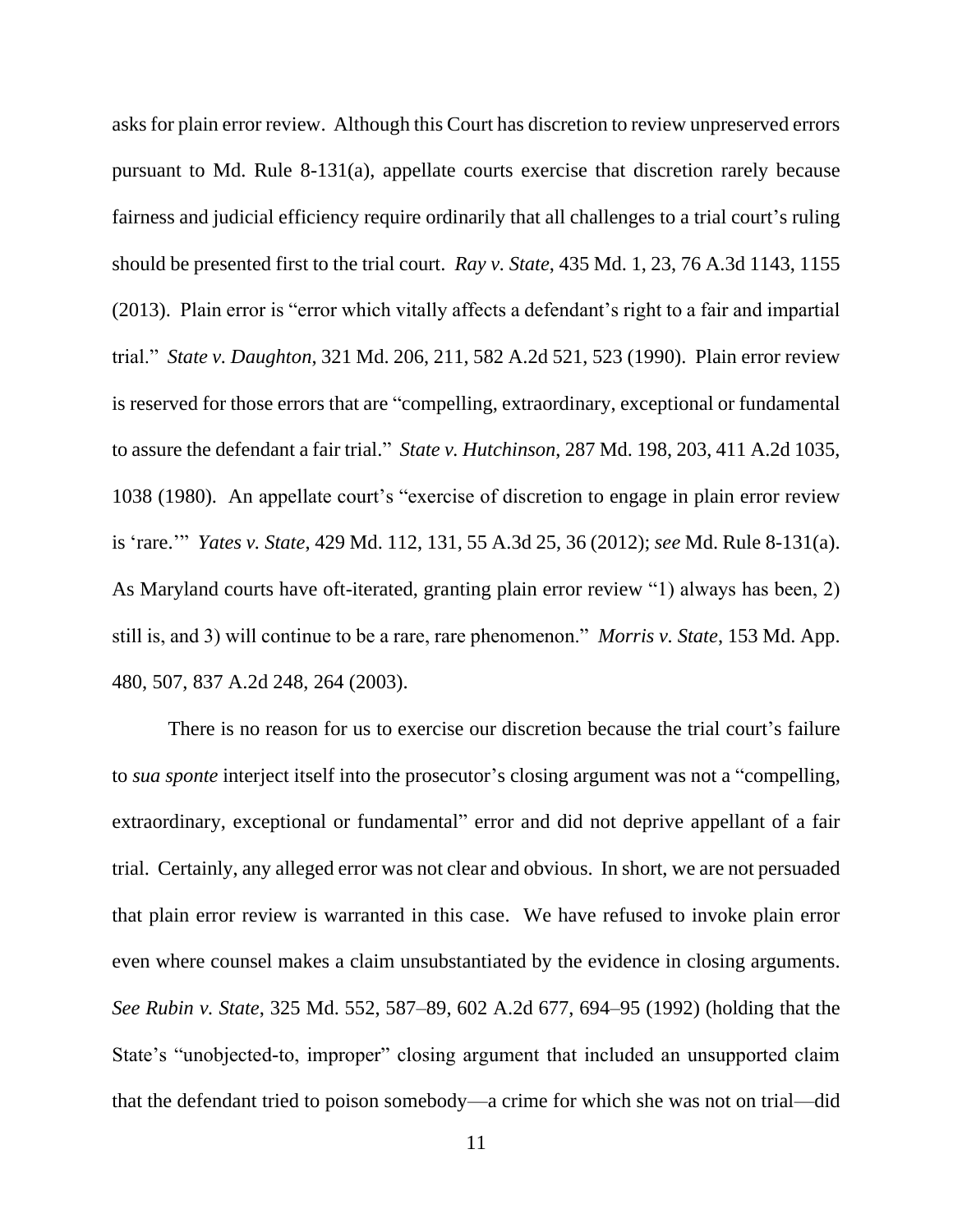asks for plain error review. Although this Court has discretion to review unpreserved errors pursuant to Md. Rule 8-131(a), appellate courts exercise that discretion rarely because fairness and judicial efficiency require ordinarily that all challenges to a trial court's ruling should be presented first to the trial court. *Ray v. State*, 435 Md. 1, 23, 76 A.3d 1143, 1155 (2013). Plain error is "error which vitally affects a defendant's right to a fair and impartial trial." *State v. Daughton*, 321 Md. 206, 211, 582 A.2d 521, 523 (1990). Plain error review is reserved for those errors that are "compelling, extraordinary, exceptional or fundamental to assure the defendant a fair trial." *State v. Hutchinson*, 287 Md. 198, 203, 411 A.2d 1035, 1038 (1980). An appellate court's "exercise of discretion to engage in plain error review is 'rare.'" *Yates v. State*, 429 Md. 112, 131, 55 A.3d 25, 36 (2012); *see* Md. Rule 8-131(a). As Maryland courts have oft-iterated, granting plain error review "1) always has been, 2) still is, and 3) will continue to be a rare, rare phenomenon." *Morris v. State*, 153 Md. App. 480, 507, 837 A.2d 248, 264 (2003).

There is no reason for us to exercise our discretion because the trial court's failure to *sua sponte* interject itself into the prosecutor's closing argument was not a "compelling, extraordinary, exceptional or fundamental" error and did not deprive appellant of a fair trial. Certainly, any alleged error was not clear and obvious. In short, we are not persuaded that plain error review is warranted in this case. We have refused to invoke plain error even where counsel makes a claim unsubstantiated by the evidence in closing arguments. *See Rubin v. State*, 325 Md. 552, 587–89, 602 A.2d 677, 694–95 (1992) (holding that the State's "unobjected-to, improper" closing argument that included an unsupported claim that the defendant tried to poison somebody—a crime for which she was not on trial—did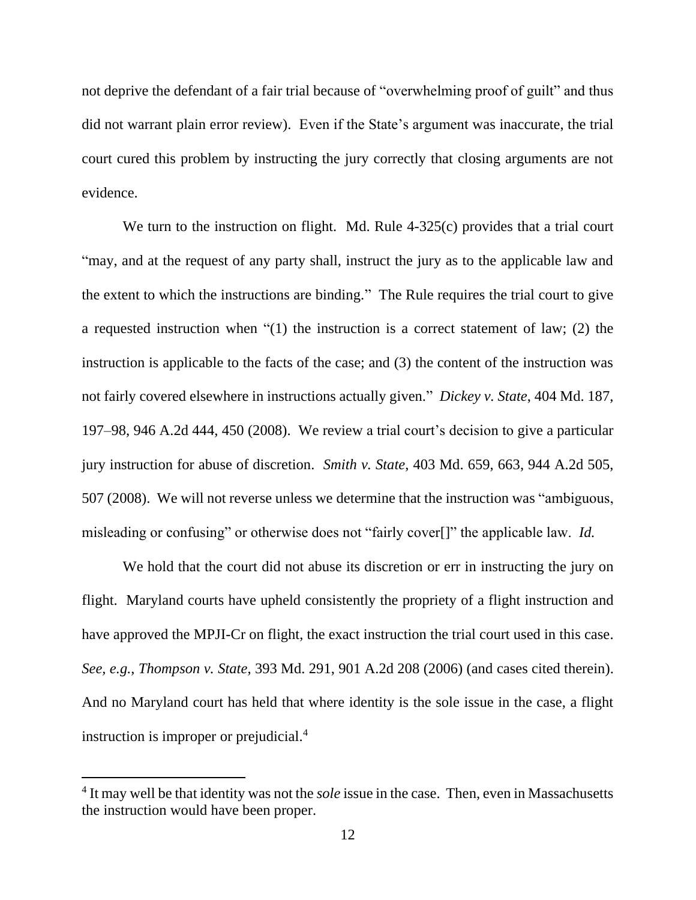not deprive the defendant of a fair trial because of "overwhelming proof of guilt" and thus did not warrant plain error review). Even if the State's argument was inaccurate, the trial court cured this problem by instructing the jury correctly that closing arguments are not evidence.

We turn to the instruction on flight. Md. Rule 4-325(c) provides that a trial court "may, and at the request of any party shall, instruct the jury as to the applicable law and the extent to which the instructions are binding." The Rule requires the trial court to give a requested instruction when "(1) the instruction is a correct statement of law; (2) the instruction is applicable to the facts of the case; and (3) the content of the instruction was not fairly covered elsewhere in instructions actually given." *Dickey v. State*, 404 Md. 187, 197–98, 946 A.2d 444, 450 (2008). We review a trial court's decision to give a particular jury instruction for abuse of discretion. *Smith v. State*, 403 Md. 659, 663, 944 A.2d 505, 507 (2008). We will not reverse unless we determine that the instruction was "ambiguous, misleading or confusing" or otherwise does not "fairly cover[]" the applicable law. *Id.*

We hold that the court did not abuse its discretion or err in instructing the jury on flight. Maryland courts have upheld consistently the propriety of a flight instruction and have approved the MPJI-Cr on flight, the exact instruction the trial court used in this case. *See, e.g.*, *Thompson v. State*, 393 Md. 291, 901 A.2d 208 (2006) (and cases cited therein). And no Maryland court has held that where identity is the sole issue in the case, a flight instruction is improper or prejudicial.[4]

[4] It may well be that identity was not the *sole* issue in the case. Then, even in Massachusetts the instruction would have been proper.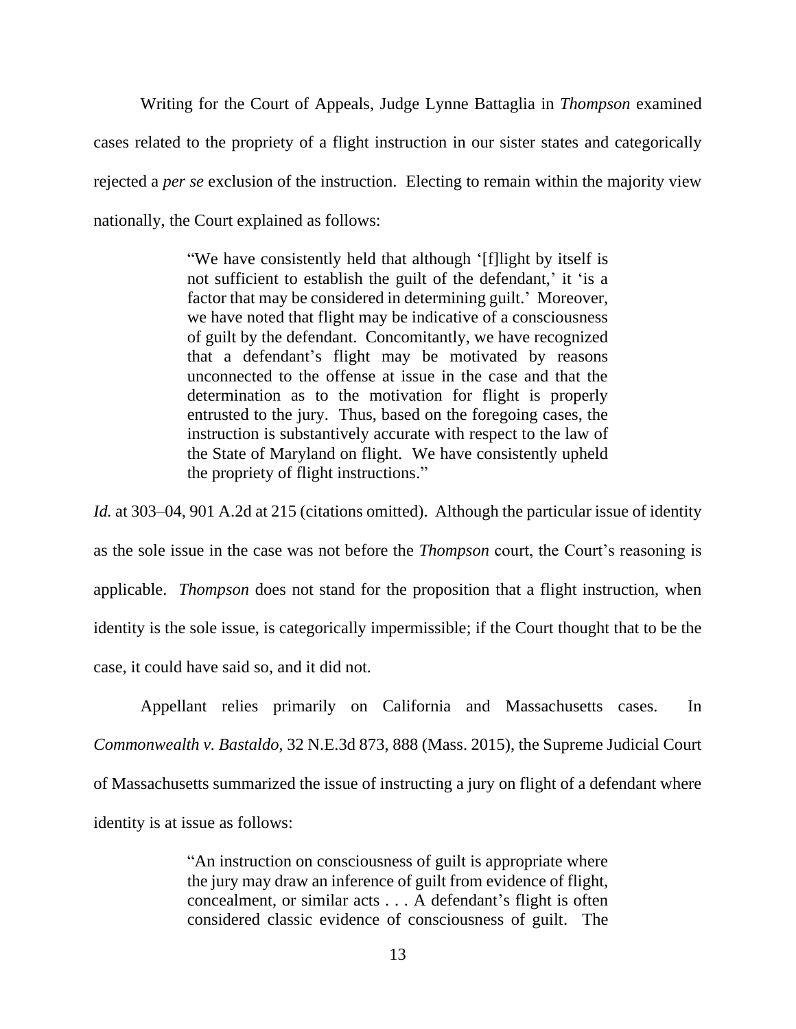Writing for the Court of Appeals, Judge Lynne Battaglia in *Thompson* examined cases related to the propriety of a flight instruction in our sister states and categorically rejected a *per se* exclusion of the instruction. Electing to remain within the majority view nationally, the Court explained as follows:

> "We have consistently held that although '[f]light by itself is not sufficient to establish the guilt of the defendant,' it 'is a factor that may be considered in determining guilt.' Moreover, we have noted that flight may be indicative of a consciousness of guilt by the defendant. Concomitantly, we have recognized that a defendant's flight may be motivated by reasons unconnected to the offense at issue in the case and that the determination as to the motivation for flight is properly entrusted to the jury. Thus, based on the foregoing cases, the instruction is substantively accurate with respect to the law of the State of Maryland on flight. We have consistently upheld the propriety of flight instructions."

*Id.* at 303–04, 901 A.2d at 215 (citations omitted). Although the particular issue of identity as the sole issue in the case was not before the *Thompson* court, the Court's reasoning is applicable. *Thompson* does not stand for the proposition that a flight instruction, when identity is the sole issue, is categorically impermissible; if the Court thought that to be the case, it could have said so, and it did not.

Appellant relies primarily on California and Massachusetts cases. In *Commonwealth v. Bastaldo*, 32 N.E.3d 873, 888 (Mass. 2015), the Supreme Judicial Court of Massachusetts summarized the issue of instructing a jury on flight of a defendant where identity is at issue as follows:

> "An instruction on consciousness of guilt is appropriate where the jury may draw an inference of guilt from evidence of flight, concealment, or similar acts . . . A defendant's flight is often considered classic evidence of consciousness of guilt. The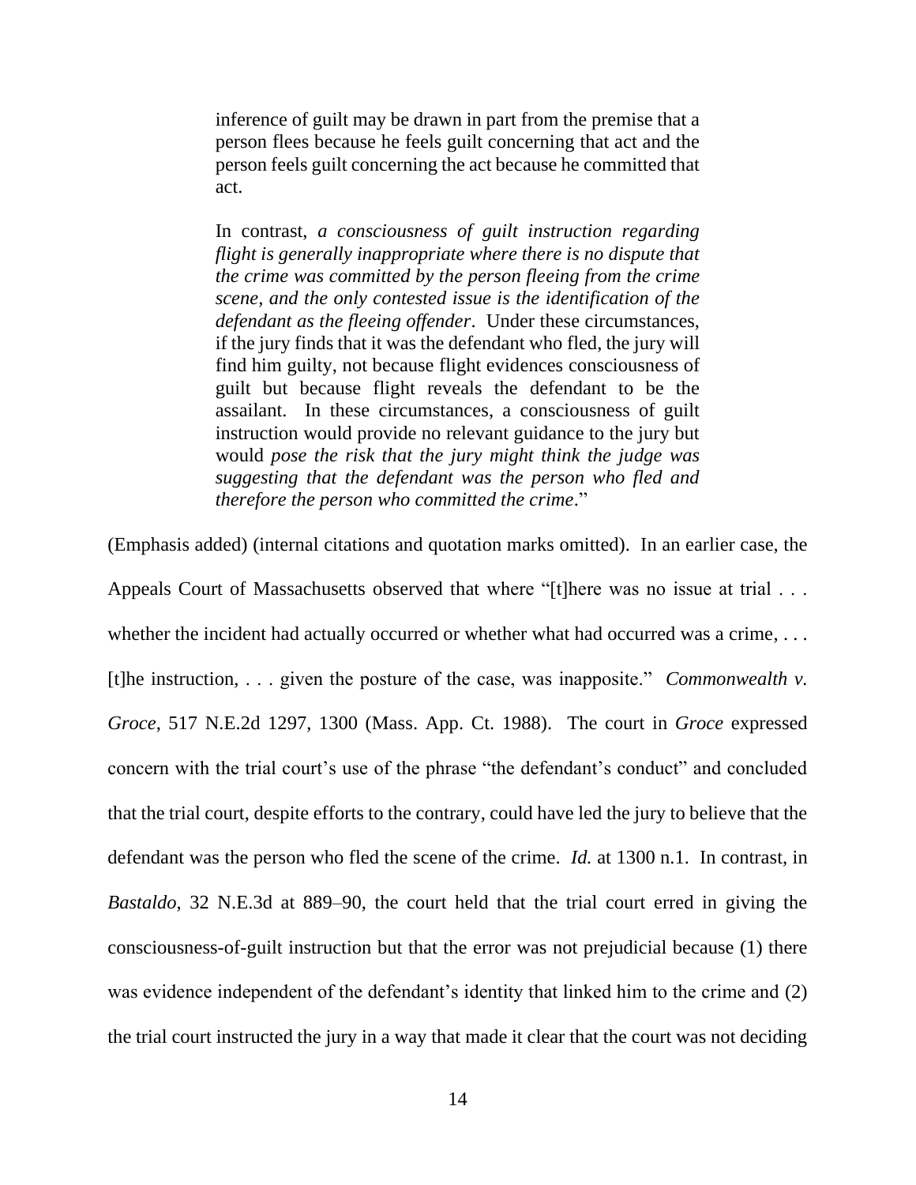> inference of guilt may be drawn in part from the premise that a person flees because he feels guilt concerning that act and the person feels guilt concerning the act because he committed that act.
>
> In contrast, *a consciousness of guilt instruction regarding flight is generally inappropriate where there is no dispute that the crime was committed by the person fleeing from the crime scene, and the only contested issue is the identification of the defendant as the fleeing offender*. Under these circumstances, if the jury finds that it was the defendant who fled, the jury will find him guilty, not because flight evidences consciousness of guilt but because flight reveals the defendant to be the assailant. In these circumstances, a consciousness of guilt instruction would provide no relevant guidance to the jury but would *pose the risk that the jury might think the judge was suggesting that the defendant was the person who fled and therefore the person who committed the crime*."

(Emphasis added) (internal citations and quotation marks omitted). In an earlier case, the Appeals Court of Massachusetts observed that where "[t]here was no issue at trial . . . whether the incident had actually occurred or whether what had occurred was a crime, . . . [t]he instruction, . . . given the posture of the case, was inapposite." *Commonwealth v. Groce*, 517 N.E.2d 1297, 1300 (Mass. App. Ct. 1988). The court in *Groce* expressed concern with the trial court's use of the phrase "the defendant's conduct" and concluded that the trial court, despite efforts to the contrary, could have led the jury to believe that the defendant was the person who fled the scene of the crime. *Id.* at 1300 n.1. In contrast, in *Bastaldo*, 32 N.E.3d at 889–90, the court held that the trial court erred in giving the consciousness-of-guilt instruction but that the error was not prejudicial because (1) there was evidence independent of the defendant's identity that linked him to the crime and (2) the trial court instructed the jury in a way that made it clear that the court was not deciding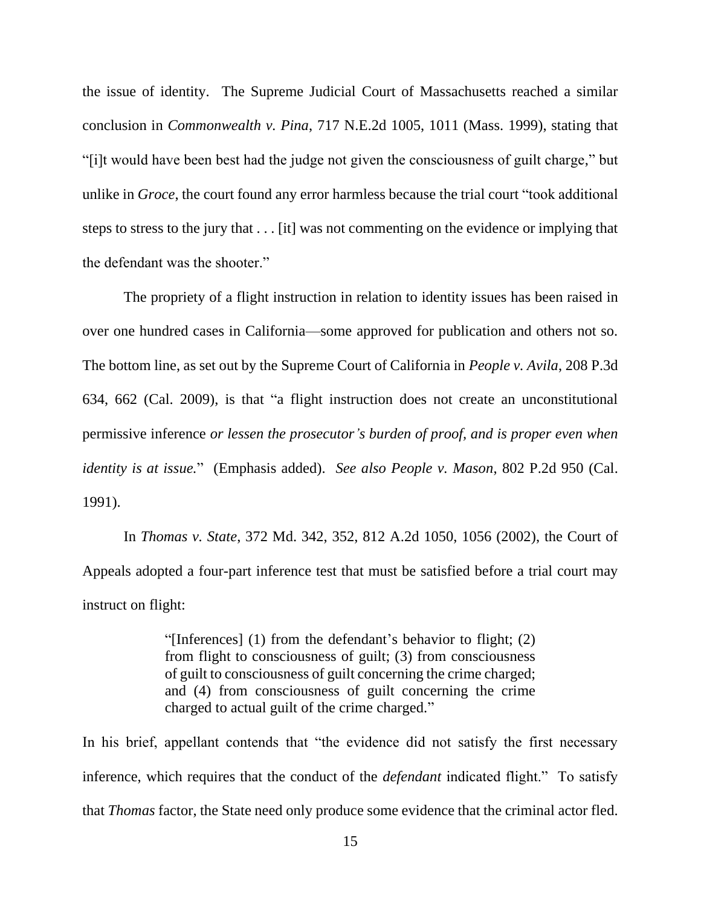the issue of identity. The Supreme Judicial Court of Massachusetts reached a similar conclusion in *Commonwealth v. Pina*, 717 N.E.2d 1005, 1011 (Mass. 1999), stating that "[i]t would have been best had the judge not given the consciousness of guilt charge," but unlike in *Groce*, the court found any error harmless because the trial court "took additional steps to stress to the jury that . . . [it] was not commenting on the evidence or implying that the defendant was the shooter."

The propriety of a flight instruction in relation to identity issues has been raised in over one hundred cases in California—some approved for publication and others not so. The bottom line, as set out by the Supreme Court of California in *People v. Avila*, 208 P.3d 634, 662 (Cal. 2009), is that "a flight instruction does not create an unconstitutional permissive inference *or lessen the prosecutor's burden of proof, and is proper even when identity is at issue.*" (Emphasis added). *See also People v. Mason*, 802 P.2d 950 (Cal. 1991).

In *Thomas v. State*, 372 Md. 342, 352, 812 A.2d 1050, 1056 (2002), the Court of Appeals adopted a four-part inference test that must be satisfied before a trial court may instruct on flight:

> "[Inferences] (1) from the defendant's behavior to flight; (2) from flight to consciousness of guilt; (3) from consciousness of guilt to consciousness of guilt concerning the crime charged; and (4) from consciousness of guilt concerning the crime charged to actual guilt of the crime charged."

In his brief, appellant contends that "the evidence did not satisfy the first necessary inference, which requires that the conduct of the *defendant* indicated flight." To satisfy that *Thomas* factor, the State need only produce some evidence that the criminal actor fled.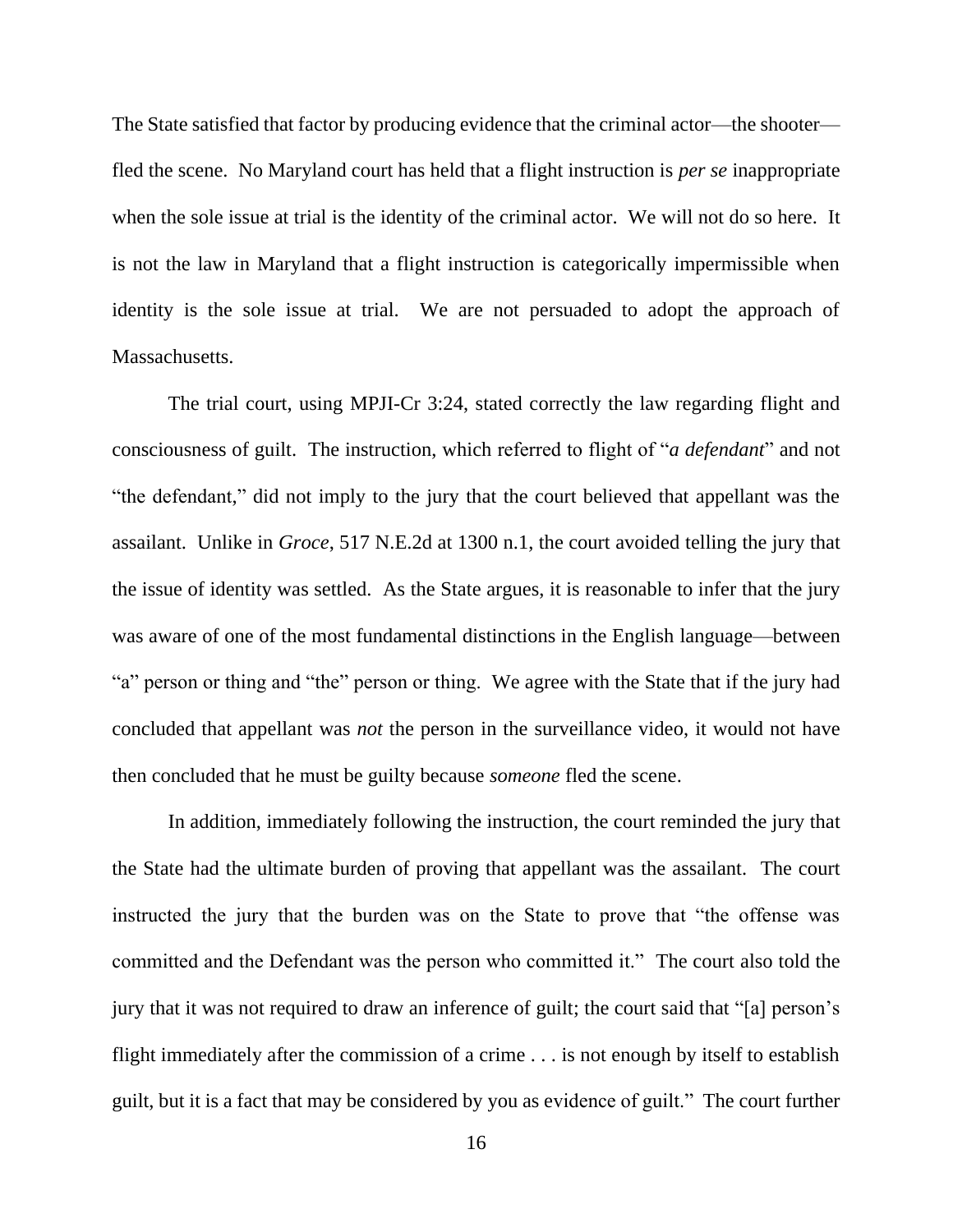The State satisfied that factor by producing evidence that the criminal actor—the shooter—fled the scene. No Maryland court has held that a flight instruction is *per se* inappropriate when the sole issue at trial is the identity of the criminal actor. We will not do so here. It is not the law in Maryland that a flight instruction is categorically impermissible when identity is the sole issue at trial. We are not persuaded to adopt the approach of Massachusetts.

The trial court, using MPJI-Cr 3:24, stated correctly the law regarding flight and consciousness of guilt. The instruction, which referred to flight of "*a defendant*" and not "the defendant," did not imply to the jury that the court believed that appellant was the assailant. Unlike in *Groce*, 517 N.E.2d at 1300 n.1, the court avoided telling the jury that the issue of identity was settled. As the State argues, it is reasonable to infer that the jury was aware of one of the most fundamental distinctions in the English language—between "a" person or thing and "the" person or thing. We agree with the State that if the jury had concluded that appellant was *not* the person in the surveillance video, it would not have then concluded that he must be guilty because *someone* fled the scene.

In addition, immediately following the instruction, the court reminded the jury that the State had the ultimate burden of proving that appellant was the assailant. The court instructed the jury that the burden was on the State to prove that "the offense was committed and the Defendant was the person who committed it." The court also told the jury that it was not required to draw an inference of guilt; the court said that "[a] person's flight immediately after the commission of a crime . . . is not enough by itself to establish guilt, but it is a fact that may be considered by you as evidence of guilt." The court further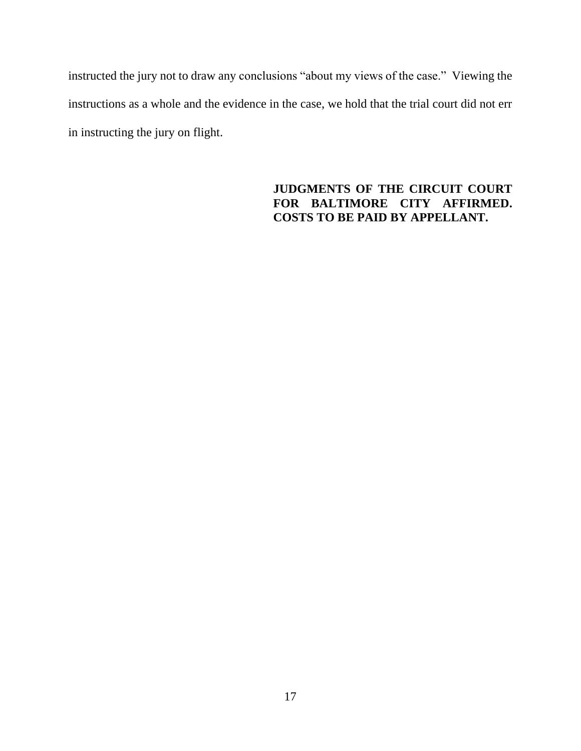instructed the jury not to draw any conclusions "about my views of the case." Viewing the instructions as a whole and the evidence in the case, we hold that the trial court did not err in instructing the jury on flight.

**JUDGMENTS OF THE CIRCUIT COURT FOR BALTIMORE CITY AFFIRMED. COSTS TO BE PAID BY APPELLANT.**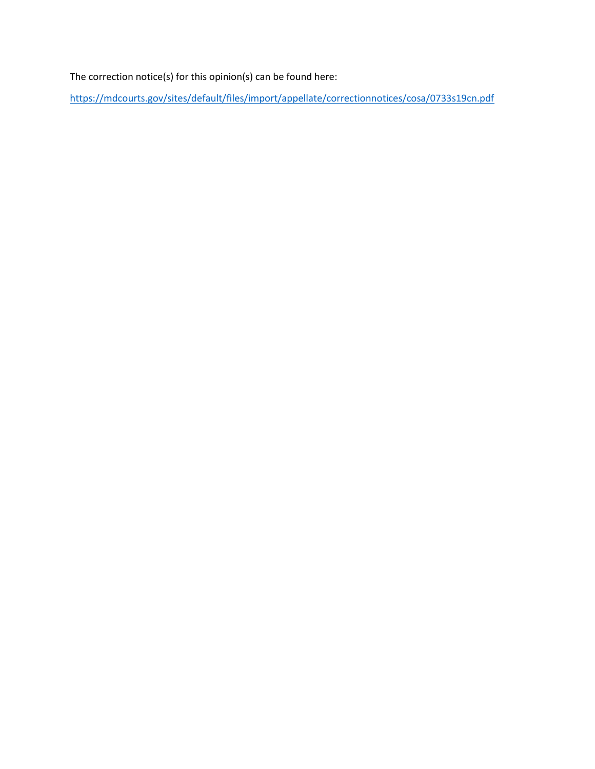The correction notice(s) for this opinion(s) can be found here:

https://mdcourts.gov/sites/default/files/import/appellate/correctionnotices/cosa/0733s19cn.pdf